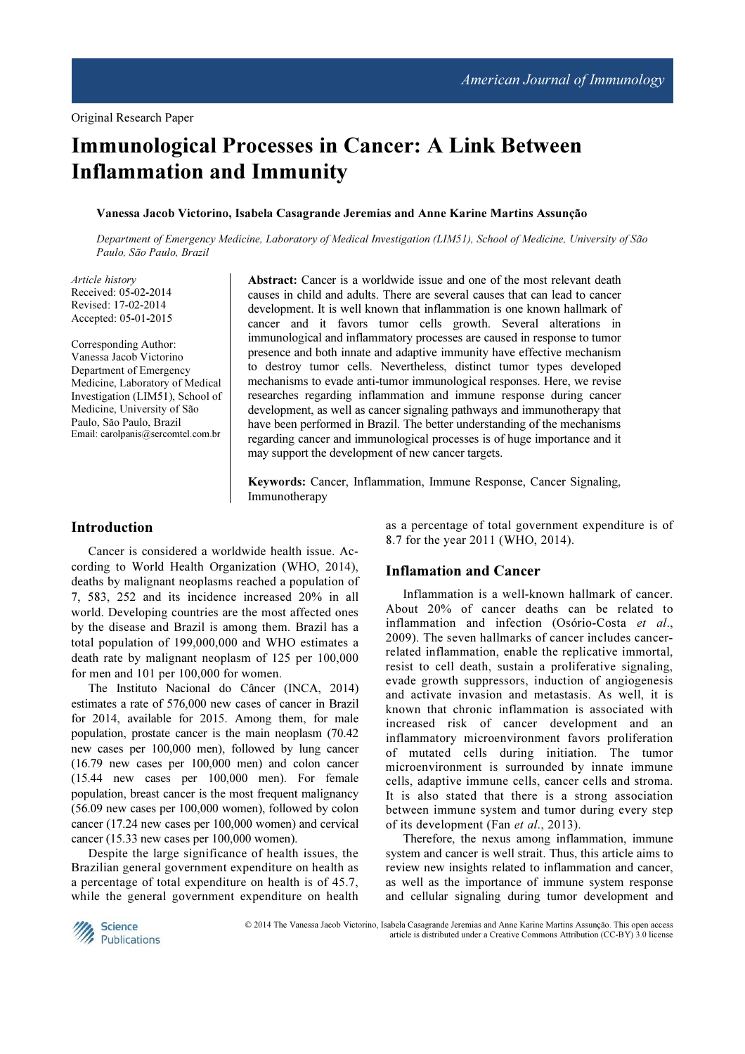Original Research Paper

# Immunological Processes in Cancer: A Link Between Inflammation and Immunity

**Vanessa Jacob Victorino, Isabela Casagrande Jeremias and Anne Karine Martins Assunção**

*Department of Emergency Medicine, Laboratory of Medical Investigation (LIM51), School of Medicine, University of São Paulo, São Paulo, Brazil*

*Article history*
Received: 05-02-2014
Revised: 17-02-2014
Accepted: 05-01-2015

Corresponding Author:
Vanessa Jacob Victorino
Department of Emergency Medicine, Laboratory of Medical Investigation (LIM51), School of Medicine, University of São Paulo, São Paulo, Brazil
Email: carolpanis@sercomtel.com.br

**Abstract:** Cancer is a worldwide issue and one of the most relevant death causes in child and adults. There are several causes that can lead to cancer development. It is well known that inflammation is one known hallmark of cancer and it favors tumor cells growth. Several alterations in immunological and inflammatory processes are caused in response to tumor presence and both innate and adaptive immunity have effective mechanism to destroy tumor cells. Nevertheless, distinct tumor types developed mechanisms to evade anti-tumor immunological responses. Here, we revise researches regarding inflammation and immune response during cancer development, as well as cancer signaling pathways and immunotherapy that have been performed in Brazil. The better understanding of the mechanisms regarding cancer and immunological processes is of huge importance and it may support the development of new cancer targets.

**Keywords:** Cancer, Inflammation, Immune Response, Cancer Signaling, Immunotherapy

## Introduction

Cancer is considered a worldwide health issue. According to World Health Organization (WHO, 2014), deaths by malignant neoplasms reached a population of 7, 583, 252 and its incidence increased 20% in all world. Developing countries are the most affected ones by the disease and Brazil is among them. Brazil has a total population of 199,000,000 and WHO estimates a death rate by malignant neoplasm of 125 per 100,000 for men and 101 per 100,000 for women.

The Instituto Nacional do Câncer (INCA, 2014) estimates a rate of 576,000 new cases of cancer in Brazil for 2014, available for 2015. Among them, for male population, prostate cancer is the main neoplasm (70.42 new cases per 100,000 men), followed by lung cancer (16.79 new cases per 100,000 men) and colon cancer (15.44 new cases per 100,000 men). For female population, breast cancer is the most frequent malignancy (56.09 new cases per 100,000 women), followed by colon cancer (17.24 new cases per 100,000 women) and cervical cancer (15.33 new cases per 100,000 women).

Despite the large significance of health issues, the Brazilian general government expenditure on health as a percentage of total expenditure on health is of 45.7, while the general government expenditure on health as a percentage of total government expenditure is of 8.7 for the year 2011 (WHO, 2014).

## Inflamation and Cancer

Inflammation is a well-known hallmark of cancer. About 20% of cancer deaths can be related to inflammation and infection (Osório-Costa *et al*., 2009). The seven hallmarks of cancer includes cancer-related inflammation, enable the replicative immortal, resist to cell death, sustain a proliferative signaling, evade growth suppressors, induction of angiogenesis and activate invasion and metastasis. As well, it is known that chronic inflammation is associated with increased risk of cancer development and an inflammatory microenvironment favors proliferation of mutated cells during initiation. The tumor microenvironment is surrounded by innate immune cells, adaptive immune cells, cancer cells and stroma. It is also stated that there is a strong association between immune system and tumor during every step of its development (Fan *et al*., 2013).

Therefore, the nexus among inflammation, immune system and cancer is well strait. Thus, this article aims to review new insights related to inflammation and cancer, as well as the importance of immune system response and cellular signaling during tumor development and

© 2014 The Vanessa Jacob Victorino, Isabela Casagrande Jeremias and Anne Karine Martins Assunção. This open access article is distributed under a Creative Commons Attribution (CC-BY) 3.0 license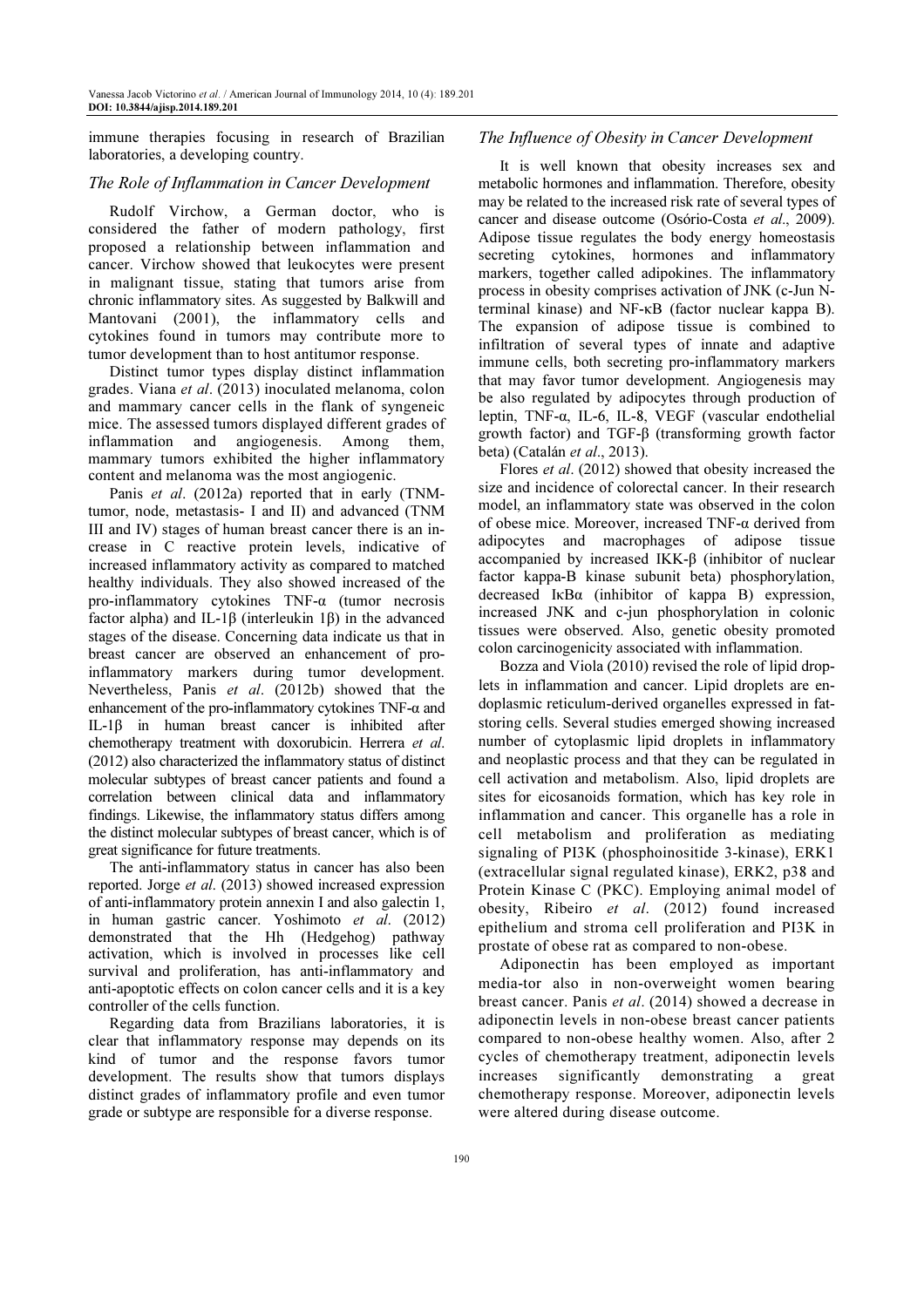immune therapies focusing in research of Brazilian laboratories, a developing country.

### *The Role of Inflammation in Cancer Development*

Rudolf Virchow, a German doctor, who is considered the father of modern pathology, first proposed a relationship between inflammation and cancer. Virchow showed that leukocytes were present in malignant tissue, stating that tumors arise from chronic inflammatory sites. As suggested by Balkwill and Mantovani (2001), the inflammatory cells and cytokines found in tumors may contribute more to tumor development than to host antitumor response.

Distinct tumor types display distinct inflammation grades. Viana *et al*. (2013) inoculated melanoma, colon and mammary cancer cells in the flank of syngeneic mice. The assessed tumors displayed different grades of inflammation and angiogenesis. Among them, mammary tumors exhibited the higher inflammatory content and melanoma was the most angiogenic.

Panis *et al*. (2012a) reported that in early (TNM-tumor, node, metastasis- I and II) and advanced (TNM III and IV) stages of human breast cancer there is an increase in C reactive protein levels, indicative of increased inflammatory activity as compared to matched healthy individuals. They also showed increased of the pro-inflammatory cytokines TNF-α (tumor necrosis factor alpha) and IL-1β (interleukin 1β) in the advanced stages of the disease. Concerning data indicate us that in breast cancer are observed an enhancement of pro-inflammatory markers during tumor development. Nevertheless, Panis *et al*. (2012b) showed that the enhancement of the pro-inflammatory cytokines TNF-α and IL-1β in human breast cancer is inhibited after chemotherapy treatment with doxorubicin. Herrera *et al*. (2012) also characterized the inflammatory status of distinct molecular subtypes of breast cancer patients and found a correlation between clinical data and inflammatory findings. Likewise, the inflammatory status differs among the distinct molecular subtypes of breast cancer, which is of great significance for future treatments.

The anti-inflammatory status in cancer has also been reported. Jorge *et al*. (2013) showed increased expression of anti-inflammatory protein annexin I and also galectin 1, in human gastric cancer. Yoshimoto *et al*. (2012) demonstrated that the Hh (Hedgehog) pathway activation, which is involved in processes like cell survival and proliferation, has anti-inflammatory and anti-apoptotic effects on colon cancer cells and it is a key controller of the cells function.

Regarding data from Brazilians laboratories, it is clear that inflammatory response may depends on its kind of tumor and the response favors tumor development. The results show that tumors displays distinct grades of inflammatory profile and even tumor grade or subtype are responsible for a diverse response.

### *The Influence of Obesity in Cancer Development*

It is well known that obesity increases sex and metabolic hormones and inflammation. Therefore, obesity may be related to the increased risk rate of several types of cancer and disease outcome (Osório-Costa *et al*., 2009). Adipose tissue regulates the body energy homeostasis secreting cytokines, hormones and inflammatory markers, together called adipokines. The inflammatory process in obesity comprises activation of JNK (c-Jun N-terminal kinase) and NF-κB (factor nuclear kappa B). The expansion of adipose tissue is combined to infiltration of several types of innate and adaptive immune cells, both secreting pro-inflammatory markers that may favor tumor development. Angiogenesis may be also regulated by adipocytes through production of leptin, TNF-α, IL-6, IL-8, VEGF (vascular endothelial growth factor) and TGF-β (transforming growth factor beta) (Catalán *et al*., 2013).

Flores *et al*. (2012) showed that obesity increased the size and incidence of colorectal cancer. In their research model, an inflammatory state was observed in the colon of obese mice. Moreover, increased TNF-α derived from adipocytes and macrophages of adipose tissue accompanied by increased IKK-β (inhibitor of nuclear factor kappa-B kinase subunit beta) phosphorylation, decreased IκBα (inhibitor of kappa B) expression, increased JNK and c-jun phosphorylation in colonic tissues were observed. Also, genetic obesity promoted colon carcinogenicity associated with inflammation.

Bozza and Viola (2010) revised the role of lipid droplets in inflammation and cancer. Lipid droplets are endoplasmic reticulum-derived organelles expressed in fat-storing cells. Several studies emerged showing increased number of cytoplasmic lipid droplets in inflammatory and neoplastic process and that they can be regulated in cell activation and metabolism. Also, lipid droplets are sites for eicosanoids formation, which has key role in inflammation and cancer. This organelle has a role in cell metabolism and proliferation as mediating signaling of PI3K (phosphoinositide 3-kinase), ERK1 (extracellular signal regulated kinase), ERK2, p38 and Protein Kinase C (PKC). Employing animal model of obesity, Ribeiro *et al*. (2012) found increased epithelium and stroma cell proliferation and PI3K in prostate of obese rat as compared to non-obese.

Adiponectin has been employed as important media-tor also in non-overweight women bearing breast cancer. Panis *et al*. (2014) showed a decrease in adiponectin levels in non-obese breast cancer patients compared to non-obese healthy women. Also, after 2 cycles of chemotherapy treatment, adiponectin levels increases significantly demonstrating a great chemotherapy response. Moreover, adiponectin levels were altered during disease outcome.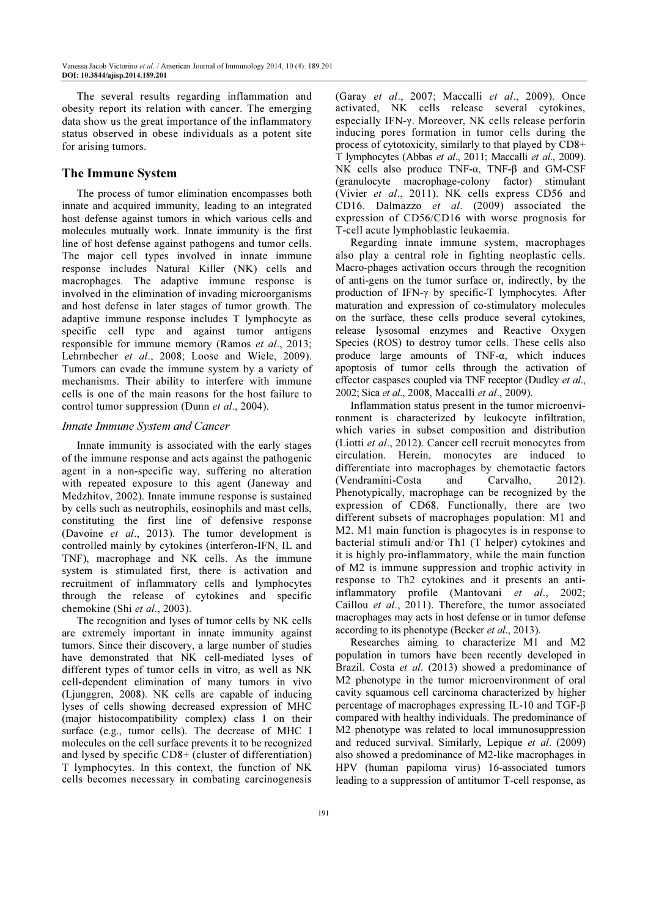The several results regarding inflammation and obesity report its relation with cancer. The emerging data show us the great importance of the inflammatory status observed in obese individuals as a potent site for arising tumors.

## The Immune System

The process of tumor elimination encompasses both innate and acquired immunity, leading to an integrated host defense against tumors in which various cells and molecules mutually work. Innate immunity is the first line of host defense against pathogens and tumor cells. The major cell types involved in innate immune response includes Natural Killer (NK) cells and macrophages. The adaptive immune response is involved in the elimination of invading microorganisms and host defense in later stages of tumor growth. The adaptive immune response includes T lymphocyte as specific cell type and against tumor antigens responsible for immune memory (Ramos *et al*., 2013; Lehrnbecher *et al*., 2008; Loose and Wiele, 2009). Tumors can evade the immune system by a variety of mechanisms. Their ability to interfere with immune cells is one of the main reasons for the host failure to control tumor suppression (Dunn *et al*., 2004).

### Innate Immune System and Cancer

Innate immunity is associated with the early stages of the immune response and acts against the pathogenic agent in a non-specific way, suffering no alteration with repeated exposure to this agent (Janeway and Medzhitov, 2002). Innate immune response is sustained by cells such as neutrophils, eosinophils and mast cells, constituting the first line of defensive response (Davoine *et al*., 2013). The tumor development is controlled mainly by cytokines (interferon-IFN, IL and TNF), macrophage and NK cells. As the immune system is stimulated first, there is activation and recruitment of inflammatory cells and lymphocytes through the release of cytokines and specific chemokine (Shi *et al*., 2003).

The recognition and lyses of tumor cells by NK cells are extremely important in innate immunity against tumors. Since their discovery, a large number of studies have demonstrated that NK cell-mediated lyses of different types of tumor cells in vitro, as well as NK cell-dependent elimination of many tumors in vivo (Ljunggren, 2008). NK cells are capable of inducing lyses of cells showing decreased expression of MHC (major histocompatibility complex) class I on their surface (e.g., tumor cells). The decrease of MHC I molecules on the cell surface prevents it to be recognized and lysed by specific CD8+ (cluster of differentiation) T lymphocytes. In this context, the function of NK cells becomes necessary in combating carcinogenesis (Garay *et al*., 2007; Maccalli *et al*., 2009). Once activated, NK cells release several cytokines, especially IFN-γ. Moreover, NK cells release perforin inducing pores formation in tumor cells during the process of cytotoxicity, similarly to that played by CD8+ T lymphocytes (Abbas *et al*., 2011; Maccalli *et al*., 2009). NK cells also produce TNF-α, TNF-β and GM-CSF (granulocyte macrophage-colony factor) stimulant (Vivier *et al*., 2011). NK cells express CD56 and CD16. Dalmazzo *et al*. (2009) associated the expression of CD56/CD16 with worse prognosis for T-cell acute lymphoblastic leukaemia.

Regarding innate immune system, macrophages also play a central role in fighting neoplastic cells. Macro-phages activation occurs through the recognition of anti-gens on the tumor surface or, indirectly, by the production of IFN-γ by specific-T lymphocytes. After maturation and expression of co-stimulatory molecules on the surface, these cells produce several cytokines, release lysosomal enzymes and Reactive Oxygen Species (ROS) to destroy tumor cells. These cells also produce large amounts of TNF-α, which induces apoptosis of tumor cells through the activation of effector caspases coupled via TNF receptor (Dudley *et al*., 2002; Sica *et al*., 2008, Maccalli *et al*., 2009).

Inflammation status present in the tumor microenvi-ronment is characterized by leukocyte infiltration, which varies in subset composition and distribution (Liotti *et al*., 2012). Cancer cell recruit monocytes from circulation. Herein, monocytes are induced to differentiate into macrophages by chemotactic factors (Vendramini-Costa and Carvalho, 2012). Phenotypically, macrophage can be recognized by the expression of CD68. Functionally, there are two different subsets of macrophages population: M1 and M2. M1 main function is phagocytes is in response to bacterial stimuli and/or Th1 (T helper) cytokines and it is highly pro-inflammatory, while the main function of M2 is immune suppression and trophic activity in response to Th2 cytokines and it presents an anti-inflammatory profile (Mantovani *et al*., 2002; Caillou *et al*., 2011). Therefore, the tumor associated macrophages may acts in host defense or in tumor defense according to its phenotype (Becker *et al*., 2013).

Researches aiming to characterize M1 and M2 population in tumors have been recently developed in Brazil. Costa *et al*. (2013) showed a predominance of M2 phenotype in the tumor microenvironment of oral cavity squamous cell carcinoma characterized by higher percentage of macrophages expressing IL-10 and TGF-β compared with healthy individuals. The predominance of M2 phenotype was related to local immunosuppression and reduced survival. Similarly, Lepique *et al*. (2009) also showed a predominance of M2-like macrophages in HPV (human papiloma virus) 16-associated tumors leading to a suppression of antitumor T-cell response, as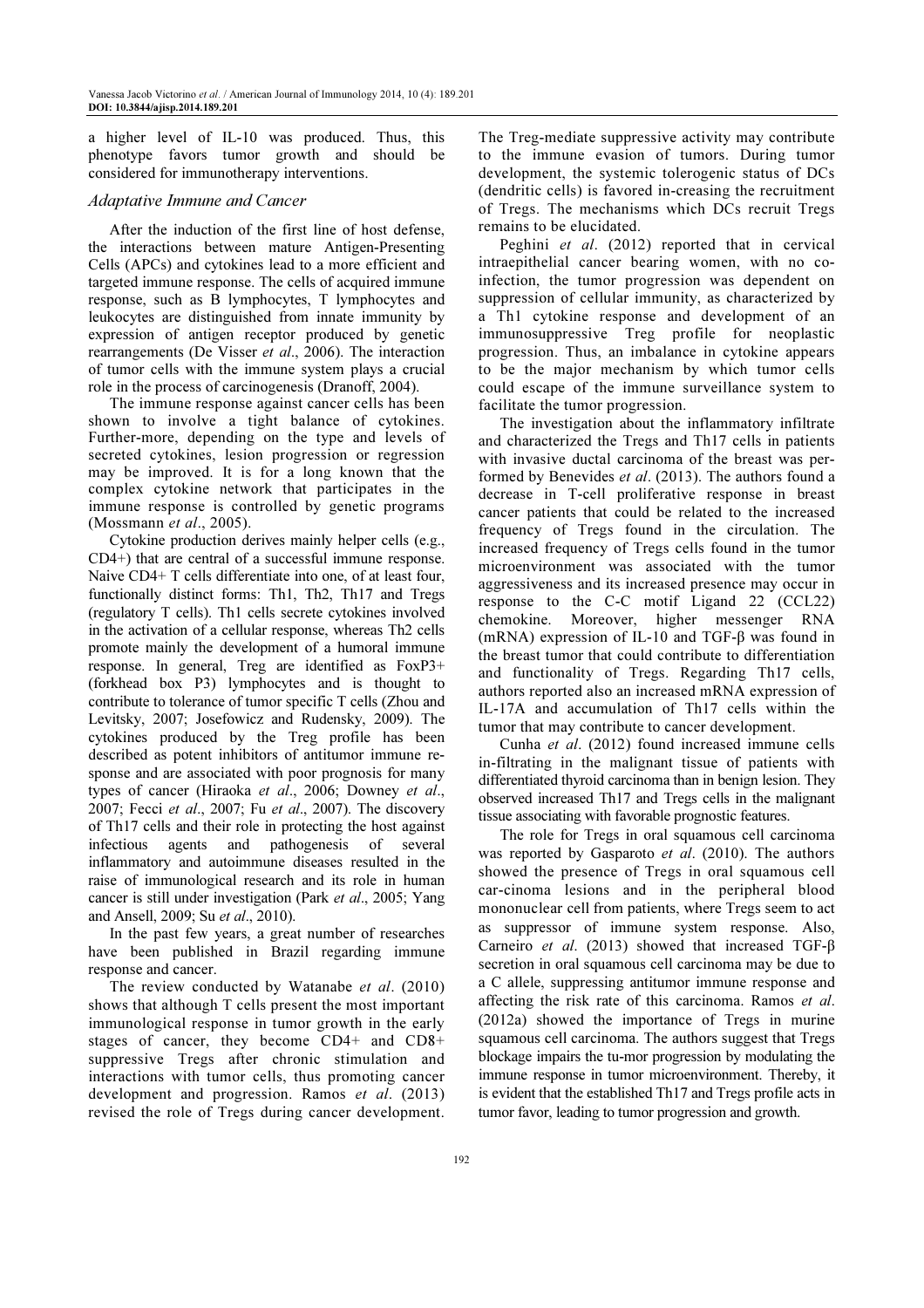a higher level of IL-10 was produced. Thus, this phenotype favors tumor growth and should be considered for immunotherapy interventions.

### *Adaptative Immune and Cancer*

After the induction of the first line of host defense, the interactions between mature Antigen-Presenting Cells (APCs) and cytokines lead to a more efficient and targeted immune response. The cells of acquired immune response, such as B lymphocytes, T lymphocytes and leukocytes are distinguished from innate immunity by expression of antigen receptor produced by genetic rearrangements (De Visser *et al*., 2006). The interaction of tumor cells with the immune system plays a crucial role in the process of carcinogenesis (Dranoff, 2004).

The immune response against cancer cells has been shown to involve a tight balance of cytokines. Further-more, depending on the type and levels of secreted cytokines, lesion progression or regression may be improved. It is for a long known that the complex cytokine network that participates in the immune response is controlled by genetic programs (Mossmann *et al*., 2005).

Cytokine production derives mainly helper cells (e.g., CD4+) that are central of a successful immune response. Naive CD4+ T cells differentiate into one, of at least four, functionally distinct forms: Th1, Th2, Th17 and Tregs (regulatory T cells). Th1 cells secrete cytokines involved in the activation of a cellular response, whereas Th2 cells promote mainly the development of a humoral immune response. In general, Treg are identified as FoxP3+ (forkhead box P3) lymphocytes and is thought to contribute to tolerance of tumor specific T cells (Zhou and Levitsky, 2007; Josefowicz and Rudensky, 2009). The cytokines produced by the Treg profile has been described as potent inhibitors of antitumor immune re-sponse and are associated with poor prognosis for many types of cancer (Hiraoka *et al*., 2006; Downey *et al*., 2007; Fecci *et al*., 2007; Fu *et al*., 2007). The discovery of Th17 cells and their role in protecting the host against infectious agents and pathogenesis of several inflammatory and autoimmune diseases resulted in the raise of immunological research and its role in human cancer is still under investigation (Park *et al*., 2005; Yang and Ansell, 2009; Su *et al*., 2010).

In the past few years, a great number of researches have been published in Brazil regarding immune response and cancer.

The review conducted by Watanabe *et al*. (2010) shows that although T cells present the most important immunological response in tumor growth in the early stages of cancer, they become CD4+ and CD8+ suppressive Tregs after chronic stimulation and interactions with tumor cells, thus promoting cancer development and progression. Ramos *et al*. (2013) revised the role of Tregs during cancer development. The Treg-mediate suppressive activity may contribute to the immune evasion of tumors. During tumor development, the systemic tolerogenic status of DCs (dendritic cells) is favored in-creasing the recruitment of Tregs. The mechanisms which DCs recruit Tregs remains to be elucidated.

Peghini *et al*. (2012) reported that in cervical intraepithelial cancer bearing women, with no co-infection, the tumor progression was dependent on suppression of cellular immunity, as characterized by a Th1 cytokine response and development of an immunosuppressive Treg profile for neoplastic progression. Thus, an imbalance in cytokine appears to be the major mechanism by which tumor cells could escape of the immune surveillance system to facilitate the tumor progression.

The investigation about the inflammatory infiltrate and characterized the Tregs and Th17 cells in patients with invasive ductal carcinoma of the breast was per-formed by Benevides *et al*. (2013). The authors found a decrease in T-cell proliferative response in breast cancer patients that could be related to the increased frequency of Tregs found in the circulation. The increased frequency of Tregs cells found in the tumor microenvironment was associated with the tumor aggressiveness and its increased presence may occur in response to the C-C motif Ligand 22 (CCL22) chemokine. Moreover, higher messenger RNA (mRNA) expression of IL-10 and TGF-β was found in the breast tumor that could contribute to differentiation and functionality of Tregs. Regarding Th17 cells, authors reported also an increased mRNA expression of IL-17A and accumulation of Th17 cells within the tumor that may contribute to cancer development.

Cunha *et al*. (2012) found increased immune cells in-filtrating in the malignant tissue of patients with differentiated thyroid carcinoma than in benign lesion. They observed increased Th17 and Tregs cells in the malignant tissue associating with favorable prognostic features.

The role for Tregs in oral squamous cell carcinoma was reported by Gasparoto *et al*. (2010). The authors showed the presence of Tregs in oral squamous cell car-cinoma lesions and in the peripheral blood mononuclear cell from patients, where Tregs seem to act as suppressor of immune system response. Also, Carneiro *et al*. (2013) showed that increased TGF-β secretion in oral squamous cell carcinoma may be due to a C allele, suppressing antitumor immune response and affecting the risk rate of this carcinoma. Ramos *et al*. (2012a) showed the importance of Tregs in murine squamous cell carcinoma. The authors suggest that Tregs blockage impairs the tu-mor progression by modulating the immune response in tumor microenvironment. Thereby, it is evident that the established Th17 and Tregs profile acts in tumor favor, leading to tumor progression and growth.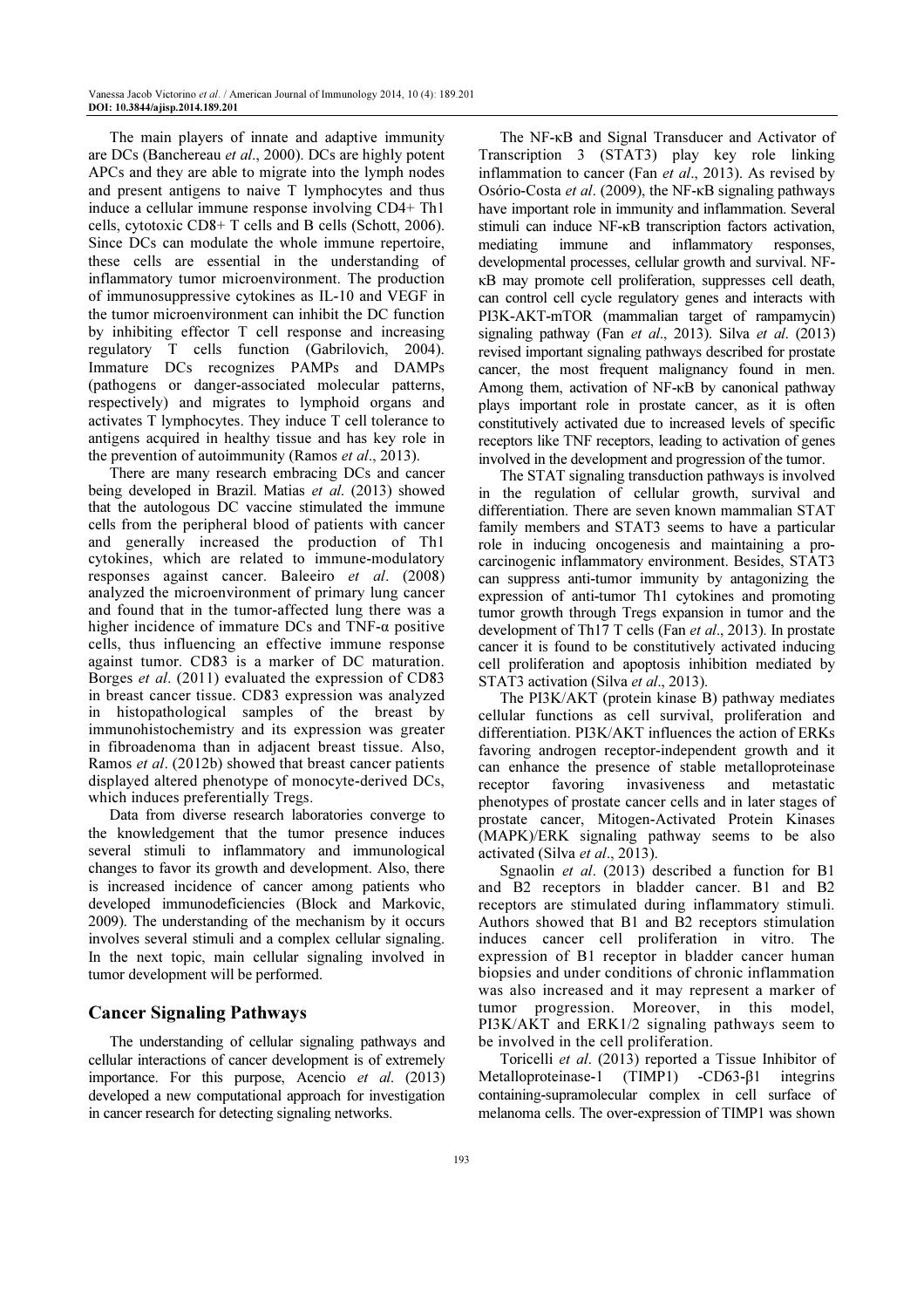The main players of innate and adaptive immunity are DCs (Banchereau *et al*., 2000). DCs are highly potent APCs and they are able to migrate into the lymph nodes and present antigens to naive T lymphocytes and thus induce a cellular immune response involving CD4+ Th1 cells, cytotoxic CD8+ T cells and B cells (Schott, 2006). Since DCs can modulate the whole immune repertoire, these cells are essential in the understanding of inflammatory tumor microenvironment. The production of immunosuppressive cytokines as IL-10 and VEGF in the tumor microenvironment can inhibit the DC function by inhibiting effector T cell response and increasing regulatory T cells function (Gabrilovich, 2004). Immature DCs recognizes PAMPs and DAMPs (pathogens or danger-associated molecular patterns, respectively) and migrates to lymphoid organs and activates T lymphocytes. They induce T cell tolerance to antigens acquired in healthy tissue and has key role in the prevention of autoimmunity (Ramos *et al*., 2013).

There are many research embracing DCs and cancer being developed in Brazil. Matias *et al*. (2013) showed that the autologous DC vaccine stimulated the immune cells from the peripheral blood of patients with cancer and generally increased the production of Th1 cytokines, which are related to immune-modulatory responses against cancer. Baleeiro *et al*. (2008) analyzed the microenvironment of primary lung cancer and found that in the tumor-affected lung there was a higher incidence of immature DCs and TNF-α positive cells, thus influencing an effective immune response against tumor. CD83 is a marker of DC maturation. Borges *et al*. (2011) evaluated the expression of CD83 in breast cancer tissue. CD83 expression was analyzed in histopathological samples of the breast by immunohistochemistry and its expression was greater in fibroadenoma than in adjacent breast tissue. Also, Ramos *et al*. (2012b) showed that breast cancer patients displayed altered phenotype of monocyte-derived DCs, which induces preferentially Tregs.

Data from diverse research laboratories converge to the knowledgement that the tumor presence induces several stimuli to inflammatory and immunological changes to favor its growth and development. Also, there is increased incidence of cancer among patients who developed immunodeficiencies (Block and Markovic, 2009). The understanding of the mechanism by it occurs involves several stimuli and a complex cellular signaling. In the next topic, main cellular signaling involved in tumor development will be performed.

## Cancer Signaling Pathways

The understanding of cellular signaling pathways and cellular interactions of cancer development is of extremely importance. For this purpose, Acencio *et al*. (2013) developed a new computational approach for investigation in cancer research for detecting signaling networks.

The NF-κB and Signal Transducer and Activator of Transcription 3 (STAT3) play key role linking inflammation to cancer (Fan *et al*., 2013). As revised by Osório-Costa *et al*. (2009), the NF-κB signaling pathways have important role in immunity and inflammation. Several stimuli can induce NF-κB transcription factors activation, mediating immune and inflammatory responses, developmental processes, cellular growth and survival. NF-κB may promote cell proliferation, suppresses cell death, can control cell cycle regulatory genes and interacts with PI3K-AKT-mTOR (mammalian target of rampamycin) signaling pathway (Fan *et al*., 2013). Silva *et al*. (2013) revised important signaling pathways described for prostate cancer, the most frequent malignancy found in men. Among them, activation of NF-κB by canonical pathway plays important role in prostate cancer, as it is often constitutively activated due to increased levels of specific receptors like TNF receptors, leading to activation of genes involved in the development and progression of the tumor.

The STAT signaling transduction pathways is involved in the regulation of cellular growth, survival and differentiation. There are seven known mammalian STAT family members and STAT3 seems to have a particular role in inducing oncogenesis and maintaining a pro-carcinogenic inflammatory environment. Besides, STAT3 can suppress anti-tumor immunity by antagonizing the expression of anti-tumor Th1 cytokines and promoting tumor growth through Tregs expansion in tumor and the development of Th17 T cells (Fan *et al*., 2013). In prostate cancer it is found to be constitutively activated inducing cell proliferation and apoptosis inhibition mediated by STAT3 activation (Silva *et al*., 2013).

The PI3K/AKT (protein kinase B) pathway mediates cellular functions as cell survival, proliferation and differentiation. PI3K/AKT influences the action of ERKs favoring androgen receptor-independent growth and it can enhance the presence of stable metalloproteinase receptor favoring invasiveness and metastatic phenotypes of prostate cancer cells and in later stages of prostate cancer, Mitogen-Activated Protein Kinases (MAPK)/ERK signaling pathway seems to be also activated (Silva *et al*., 2013).

Sgnaolin *et al*. (2013) described a function for B1 and B2 receptors in bladder cancer. B1 and B2 receptors are stimulated during inflammatory stimuli. Authors showed that B1 and B2 receptors stimulation induces cancer cell proliferation in vitro. The expression of B1 receptor in bladder cancer human biopsies and under conditions of chronic inflammation was also increased and it may represent a marker of tumor progression. Moreover, in this model, PI3K/AKT and ERK1/2 signaling pathways seem to be involved in the cell proliferation.

Toricelli *et al*. (2013) reported a Tissue Inhibitor of Metalloproteinase-1 (TIMP1) -CD63-β1 integrins containing-supramolecular complex in cell surface of melanoma cells. The over-expression of TIMP1 was shown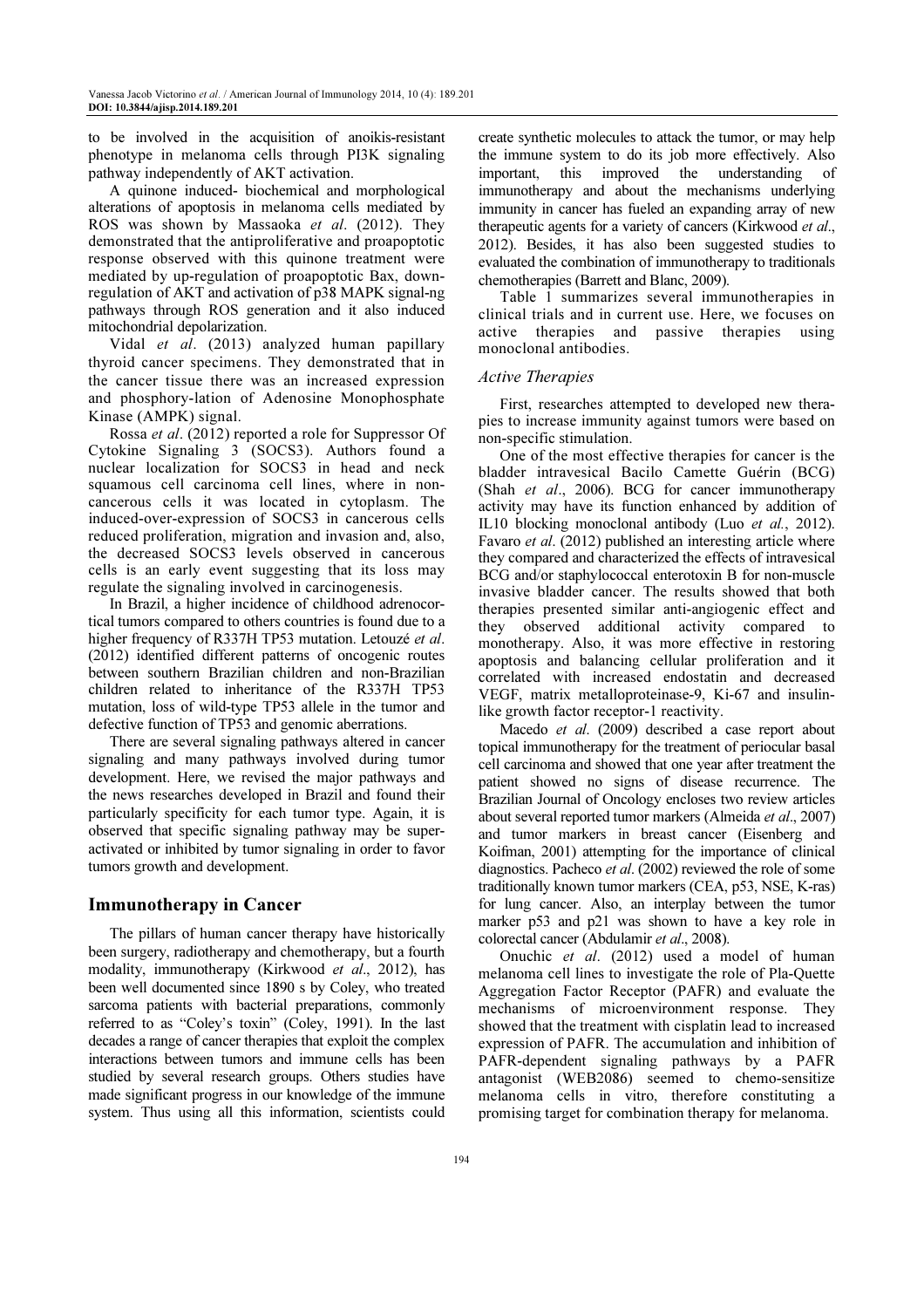to be involved in the acquisition of anoikis-resistant phenotype in melanoma cells through PI3K signaling pathway independently of AKT activation.

A quinone induced- biochemical and morphological alterations of apoptosis in melanoma cells mediated by ROS was shown by Massaoka *et al*. (2012). They demonstrated that the antiproliferative and proapoptotic response observed with this quinone treatment were mediated by up-regulation of proapoptotic Bax, down-regulation of AKT and activation of p38 MAPK signal-ng pathways through ROS generation and it also induced mitochondrial depolarization.

Vidal *et al*. (2013) analyzed human papillary thyroid cancer specimens. They demonstrated that in the cancer tissue there was an increased expression and phosphory-lation of Adenosine Monophosphate Kinase (AMPK) signal.

Rossa *et al*. (2012) reported a role for Suppressor Of Cytokine Signaling 3 (SOCS3). Authors found a nuclear localization for SOCS3 in head and neck squamous cell carcinoma cell lines, where in non-cancerous cells it was located in cytoplasm. The induced-over-expression of SOCS3 in cancerous cells reduced proliferation, migration and invasion and, also, the decreased SOCS3 levels observed in cancerous cells is an early event suggesting that its loss may regulate the signaling involved in carcinogenesis.

In Brazil, a higher incidence of childhood adrenocortical tumors compared to others countries is found due to a higher frequency of R337H TP53 mutation. Letouzé *et al*. (2012) identified different patterns of oncogenic routes between southern Brazilian children and non-Brazilian children related to inheritance of the R337H TP53 mutation, loss of wild-type TP53 allele in the tumor and defective function of TP53 and genomic aberrations.

There are several signaling pathways altered in cancer signaling and many pathways involved during tumor development. Here, we revised the major pathways and the news researches developed in Brazil and found their particularly specificity for each tumor type. Again, it is observed that specific signaling pathway may be super-activated or inhibited by tumor signaling in order to favor tumors growth and development.

## Immunotherapy in Cancer

The pillars of human cancer therapy have historically been surgery, radiotherapy and chemotherapy, but a fourth modality, immunotherapy (Kirkwood *et al*., 2012), has been well documented since 1890 s by Coley, who treated sarcoma patients with bacterial preparations, commonly referred to as "Coley's toxin" (Coley, 1991). In the last decades a range of cancer therapies that exploit the complex interactions between tumors and immune cells has been studied by several research groups. Others studies have made significant progress in our knowledge of the immune system. Thus using all this information, scientists could create synthetic molecules to attack the tumor, or may help the immune system to do its job more effectively. Also important, this improved the understanding of immunotherapy and about the mechanisms underlying immunity in cancer has fueled an expanding array of new therapeutic agents for a variety of cancers (Kirkwood *et al*., 2012). Besides, it has also been suggested studies to evaluated the combination of immunotherapy to traditionals chemotherapies (Barrett and Blanc, 2009).

Table 1 summarizes several immunotherapies in clinical trials and in current use. Here, we focuses on active therapies and passive therapies using monoclonal antibodies.

### *Active Therapies*

First, researches attempted to developed new therapies to increase immunity against tumors were based on non-specific stimulation.

One of the most effective therapies for cancer is the bladder intravesical Bacilo Camette Guérin (BCG) (Shah *et al*., 2006). BCG for cancer immunotherapy activity may have its function enhanced by addition of IL10 blocking monoclonal antibody (Luo *et al*., 2012). Favaro *et al*. (2012) published an interesting article where they compared and characterized the effects of intravesical BCG and/or staphylococcal enterotoxin B for non-muscle invasive bladder cancer. The results showed that both therapies presented similar anti-angiogenic effect and they observed additional activity compared to monotherapy. Also, it was more effective in restoring apoptosis and balancing cellular proliferation and it correlated with increased endostatin and decreased VEGF, matrix metalloproteinase-9, Ki-67 and insulin-like growth factor receptor-1 reactivity.

Macedo *et al*. (2009) described a case report about topical immunotherapy for the treatment of periocular basal cell carcinoma and showed that one year after treatment the patient showed no signs of disease recurrence. The Brazilian Journal of Oncology encloses two review articles about several reported tumor markers (Almeida *et al*., 2007) and tumor markers in breast cancer (Eisenberg and Koifman, 2001) attempting for the importance of clinical diagnostics. Pacheco *et al*. (2002) reviewed the role of some traditionally known tumor markers (CEA, p53, NSE, K-ras) for lung cancer. Also, an interplay between the tumor marker p53 and p21 was shown to have a key role in colorectal cancer (Abdulamir *et al*., 2008).

Onuchic *et al*. (2012) used a model of human melanoma cell lines to investigate the role of Pla-Quette Aggregation Factor Receptor (PAFR) and evaluate the mechanisms of microenvironment response. They showed that the treatment with cisplatin lead to increased expression of PAFR. The accumulation and inhibition of PAFR-dependent signaling pathways by a PAFR antagonist (WEB2086) seemed to chemo-sensitize melanoma cells in vitro, therefore constituting a promising target for combination therapy for melanoma.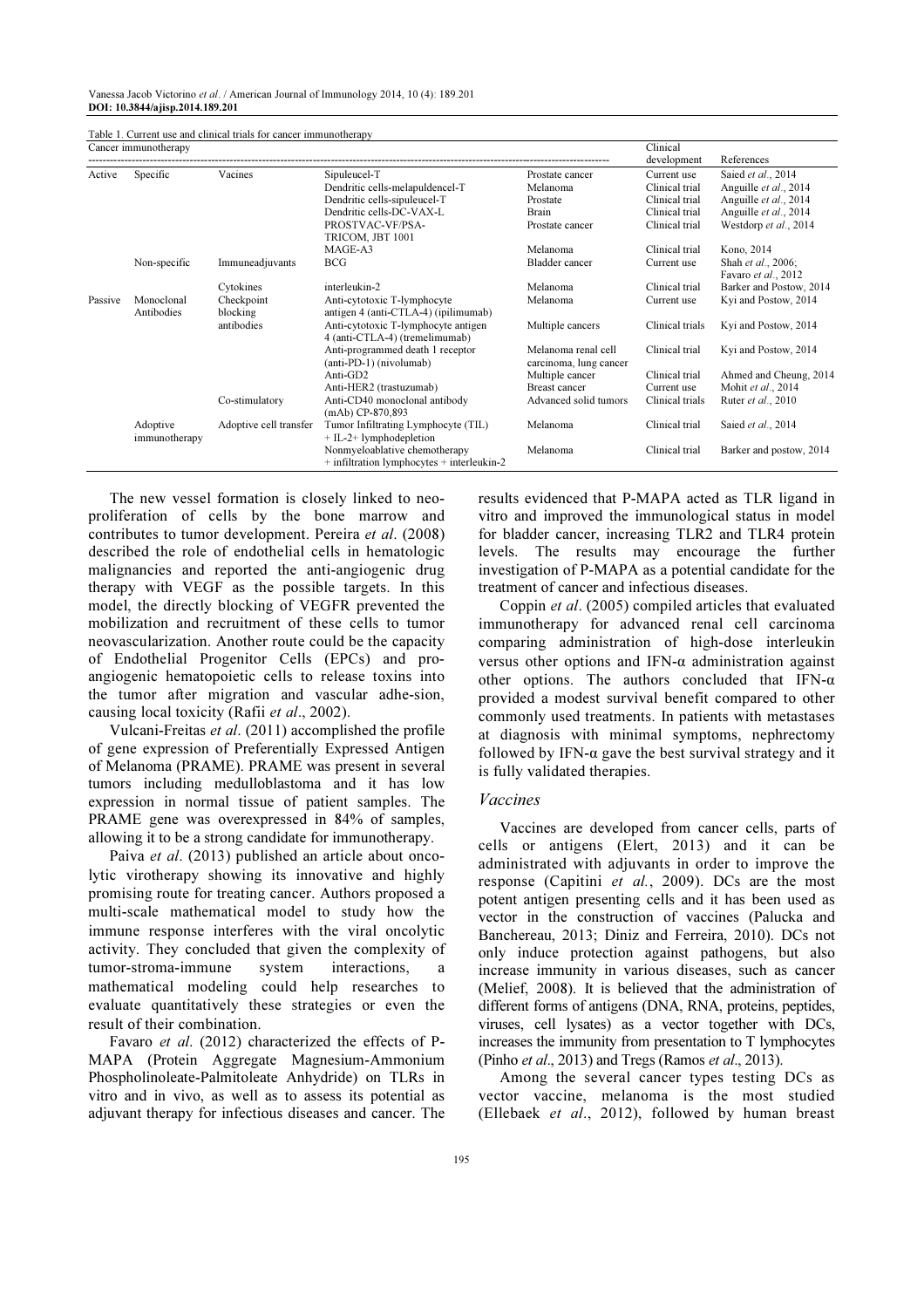Table 1. Current use and clinical trials for cancer immunotherapy

| Cancer immunotherapy | | | | | Clinical development | References |
|---|---|---|---|---|---|---|
| Active | Specific | Vacines | Sipuleucel-T | Prostate cancer | Current use | Saied *et al*., 2014 |
| | | | Dendritic cells-melapuldencel-T | Melanoma | Clinical trial | Anguille *et al*., 2014 |
| | | | Dendritic cells-sipuleucel-T | Prostate | Clinical trial | Anguille *et al*., 2014 |
| | | | Dendritic cells-DC-VAX-L | Brain | Clinical trial | Anguille *et al*., 2014 |
| | | | PROSTVAC-VF/PSA-TRICOM, JBT 1001 | Prostate cancer | Clinical trial | Westdorp *et al*., 2014 |
| | | | MAGE-A3 | Melanoma | Clinical trial | Kono, 2014 |
| | Non-specific | Immuneadjuvants | BCG | Bladder cancer | Current use | Shah *et al*., 2006; Favaro *et al*., 2012 |
| | | Cytokines | interleukin-2 | Melanoma | Clinical trial | Barker and Postow, 2014 |
| Passive | Monoclonal Antibodies | Checkpoint blocking antibodies | Anti-cytotoxic T-lymphocyte antigen 4 (anti-CTLA-4) (ipilimumab) | Melanoma | Current use | Kyi and Postow, 2014 |
| | | | Anti-cytotoxic T-lymphocyte antigen 4 (anti-CTLA-4) (tremelimumab) | Multiple cancers | Clinical trials | Kyi and Postow, 2014 |
| | | | Anti-programmed death 1 receptor (anti-PD-1) (nivolumab) | Melanoma renal cell carcinoma, lung cancer | Clinical trial | Kyi and Postow, 2014 |
| | | | Anti-GD2 | Multiple cancer | Clinical trial | Ahmed and Cheung, 2014 |
| | | | Anti-HER2 (trastuzumab) | Breast cancer | Current use | Mohit *et al*., 2014 |
| | | Co-stimulatory | Anti-CD40 monoclonal antibody (mAb) CP-870,893 | Advanced solid tumors | Clinical trials | Ruter *et al*., 2010 |
| | Adoptive immunotherapy | Adoptive cell transfer | Tumor Infiltrating Lymphocyte (TIL) + IL-2+ lymphodepletion | Melanoma | Clinical trial | Saied *et al*., 2014 |
| | | | Nonmyeloablative chemotherapy + infiltration lymphocytes + interleukin-2 | Melanoma | Clinical trial | Barker and postow, 2014 |

The new vessel formation is closely linked to neo-proliferation of cells by the bone marrow and contributes to tumor development. Pereira *et al*. (2008) described the role of endothelial cells in hematologic malignancies and reported the anti-angiogenic drug therapy with VEGF as the possible targets. In this model, the directly blocking of VEGFR prevented the mobilization and recruitment of these cells to tumor neovascularization. Another route could be the capacity of Endothelial Progenitor Cells (EPCs) and pro-angiogenic hematopoietic cells to release toxins into the tumor after migration and vascular adhe-sion, causing local toxicity (Rafii *et al*., 2002).

Vulcani-Freitas *et al*. (2011) accomplished the profile of gene expression of Preferentially Expressed Antigen of Melanoma (PRAME). PRAME was present in several tumors including medulloblastoma and it has low expression in normal tissue of patient samples. The PRAME gene was overexpressed in 84% of samples, allowing it to be a strong candidate for immunotherapy.

Paiva *et al*. (2013) published an article about oncolytic virotherapy showing its innovative and highly promising route for treating cancer. Authors proposed a multi-scale mathematical model to study how the immune response interferes with the viral oncolytic activity. They concluded that given the complexity of tumor-stroma-immune system interactions, a mathematical modeling could help researches to evaluate quantitatively these strategies or even the result of their combination.

Favaro *et al*. (2012) characterized the effects of P-MAPA (Protein Aggregate Magnesium-Ammonium Phospholinoleate-Palmitoleate Anhydride) on TLRs in vitro and in vivo, as well as to assess its potential as adjuvant therapy for infectious diseases and cancer. The results evidenced that P-MAPA acted as TLR ligand in vitro and improved the immunological status in model for bladder cancer, increasing TLR2 and TLR4 protein levels. The results may encourage the further investigation of P-MAPA as a potential candidate for the treatment of cancer and infectious diseases.

Coppin *et al*. (2005) compiled articles that evaluated immunotherapy for advanced renal cell carcinoma comparing administration of high-dose interleukin versus other options and IFN-α administration against other options. The authors concluded that IFN-α provided a modest survival benefit compared to other commonly used treatments. In patients with metastases at diagnosis with minimal symptoms, nephrectomy followed by IFN-α gave the best survival strategy and it is fully validated therapies.

### *Vaccines*

Vaccines are developed from cancer cells, parts of cells or antigens (Elert, 2013) and it can be administrated with adjuvants in order to improve the response (Capitini *et al.*, 2009). DCs are the most potent antigen presenting cells and it has been used as vector in the construction of vaccines (Palucka and Banchereau, 2013; Diniz and Ferreira, 2010). DCs not only induce protection against pathogens, but also increase immunity in various diseases, such as cancer (Melief, 2008). It is believed that the administration of different forms of antigens (DNA, RNA, proteins, peptides, viruses, cell lysates) as a vector together with DCs, increases the immunity from presentation to T lymphocytes (Pinho *et al*., 2013) and Tregs (Ramos *et al*., 2013).

Among the several cancer types testing DCs as vector vaccine, melanoma is the most studied (Ellebaek *et al*., 2012), followed by human breast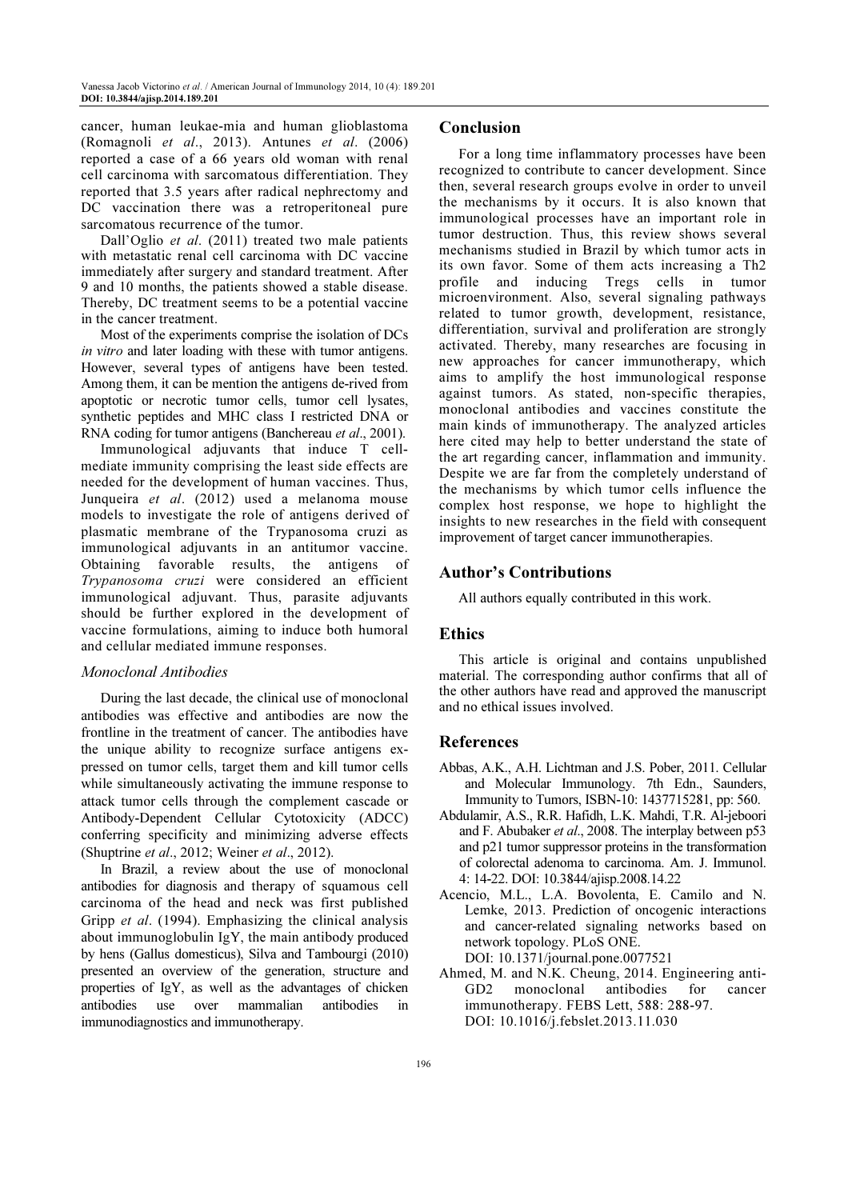cancer, human leukae-mia and human glioblastoma (Romagnoli *et al*., 2013). Antunes *et al*. (2006) reported a case of a 66 years old woman with renal cell carcinoma with sarcomatous differentiation. They reported that 3.5 years after radical nephrectomy and DC vaccination there was a retroperitoneal pure sarcomatous recurrence of the tumor.

Dall'Oglio *et al*. (2011) treated two male patients with metastatic renal cell carcinoma with DC vaccine immediately after surgery and standard treatment. After 9 and 10 months, the patients showed a stable disease. Thereby, DC treatment seems to be a potential vaccine in the cancer treatment.

Most of the experiments comprise the isolation of DCs *in vitro* and later loading with these with tumor antigens. However, several types of antigens have been tested. Among them, it can be mention the antigens de-rived from apoptotic or necrotic tumor cells, tumor cell lysates, synthetic peptides and MHC class I restricted DNA or RNA coding for tumor antigens (Banchereau *et al*., 2001).

Immunological adjuvants that induce T cell-mediate immunity comprising the least side effects are needed for the development of human vaccines. Thus, Junqueira *et al*. (2012) used a melanoma mouse models to investigate the role of antigens derived of plasmatic membrane of the Trypanosoma cruzi as immunological adjuvants in an antitumor vaccine. Obtaining favorable results, the antigens of *Trypanosoma cruzi* were considered an efficient immunological adjuvant. Thus, parasite adjuvants should be further explored in the development of vaccine formulations, aiming to induce both humoral and cellular mediated immune responses.

### *Monoclonal Antibodies*

During the last decade, the clinical use of monoclonal antibodies was effective and antibodies are now the frontline in the treatment of cancer. The antibodies have the unique ability to recognize surface antigens ex-pressed on tumor cells, target them and kill tumor cells while simultaneously activating the immune response to attack tumor cells through the complement cascade or Antibody-Dependent Cellular Cytotoxicity (ADCC) conferring specificity and minimizing adverse effects (Shuptrine *et al*., 2012; Weiner *et al*., 2012).

In Brazil, a review about the use of monoclonal antibodies for diagnosis and therapy of squamous cell carcinoma of the head and neck was first published Gripp *et al*. (1994). Emphasizing the clinical analysis about immunoglobulin IgY, the main antibody produced by hens (Gallus domesticus), Silva and Tambourgi (2010) presented an overview of the generation, structure and properties of IgY, as well as the advantages of chicken antibodies use over mammalian antibodies in immunodiagnostics and immunotherapy.

## Conclusion

For a long time inflammatory processes have been recognized to contribute to cancer development. Since then, several research groups evolve in order to unveil the mechanisms by it occurs. It is also known that immunological processes have an important role in tumor destruction. Thus, this review shows several mechanisms studied in Brazil by which tumor acts in its own favor. Some of them acts increasing a Th2 profile and inducing Tregs cells in tumor microenvironment. Also, several signaling pathways related to tumor growth, development, resistance, differentiation, survival and proliferation are strongly activated. Thereby, many researches are focusing in new approaches for cancer immunotherapy, which aims to amplify the host immunological response against tumors. As stated, non-specific therapies, monoclonal antibodies and vaccines constitute the main kinds of immunotherapy. The analyzed articles here cited may help to better understand the state of the art regarding cancer, inflammation and immunity. Despite we are far from the completely understand of the mechanisms by which tumor cells influence the complex host response, we hope to highlight the insights to new researches in the field with consequent improvement of target cancer immunotherapies.

## Author's Contributions

All authors equally contributed in this work.

## Ethics

This article is original and contains unpublished material. The corresponding author confirms that all of the other authors have read and approved the manuscript and no ethical issues involved.

## References

Abbas, A.K., A.H. Lichtman and J.S. Pober, 2011. Cellular and Molecular Immunology. 7th Edn., Saunders, Immunity to Tumors, ISBN-10: 1437715281, pp: 560.

Abdulamir, A.S., R.R. Hafidh, L.K. Mahdi, T.R. Al-jeboori and F. Abubaker *et al*., 2008. The interplay between p53 and p21 tumor suppressor proteins in the transformation of colorectal adenoma to carcinoma. Am. J. Immunol. 4: 14-22. DOI: 10.3844/ajisp.2008.14.22

Acencio, M.L., L.A. Bovolenta, E. Camilo and N. Lemke, 2013. Prediction of oncogenic interactions and cancer-related signaling networks based on network topology. PLoS ONE. DOI: 10.1371/journal.pone.0077521

Ahmed, M. and N.K. Cheung, 2014. Engineering anti-GD2 monoclonal antibodies for cancer immunotherapy. FEBS Lett, 588: 288-97. DOI: 10.1016/j.febslet.2013.11.030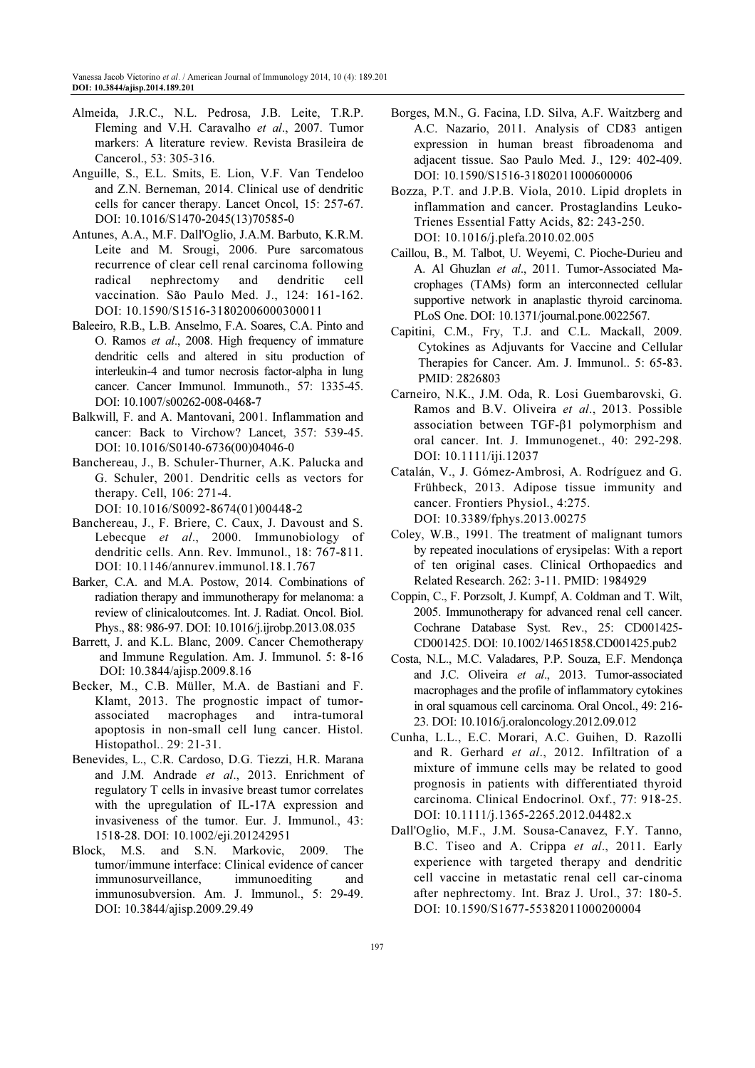Almeida, J.R.C., N.L. Pedrosa, J.B. Leite, T.R.P. Fleming and V.H. Caravalho *et al*., 2007. Tumor markers: A literature review. Revista Brasileira de Cancerol., 53: 305-316.

Anguille, S., E.L. Smits, E. Lion, V.F. Van Tendeloo and Z.N. Berneman, 2014. Clinical use of dendritic cells for cancer therapy. Lancet Oncol, 15: 257-67. DOI: 10.1016/S1470-2045(13)70585-0

Antunes, A.A., M.F. Dall'Oglio, J.A.M. Barbuto, K.R.M. Leite and M. Srougi, 2006. Pure sarcomatous recurrence of clear cell renal carcinoma following radical nephrectomy and dendritic cell vaccination. São Paulo Med. J., 124: 161-162. DOI: 10.1590/S1516-31802006000300011

Baleeiro, R.B., L.B. Anselmo, F.A. Soares, C.A. Pinto and O. Ramos *et al*., 2008. High frequency of immature dendritic cells and altered in situ production of interleukin-4 and tumor necrosis factor-alpha in lung cancer. Cancer Immunol. Immunoth., 57: 1335-45. DOI: 10.1007/s00262-008-0468-7

Balkwill, F. and A. Mantovani, 2001. Inflammation and cancer: Back to Virchow? Lancet, 357: 539-45. DOI: 10.1016/S0140-6736(00)04046-0

Banchereau, J., B. Schuler-Thurner, A.K. Palucka and G. Schuler, 2001. Dendritic cells as vectors for therapy. Cell, 106: 271-4. DOI: 10.1016/S0092-8674(01)00448-2

Banchereau, J., F. Briere, C. Caux, J. Davoust and S. Lebecque *et al*., 2000. Immunobiology of dendritic cells. Ann. Rev. Immunol., 18: 767-811. DOI: 10.1146/annurev.immunol.18.1.767

Barker, C.A. and M.A. Postow, 2014. Combinations of radiation therapy and immunotherapy for melanoma: a review of clinicaloutcomes. Int. J. Radiat. Oncol. Biol. Phys., 88: 986-97. DOI: 10.1016/j.ijrobp.2013.08.035

Barrett, J. and K.L. Blanc, 2009. Cancer Chemotherapy and Immune Regulation. Am. J. Immunol. 5: 8-16 DOI: 10.3844/ajisp.2009.8.16

Becker, M., C.B. Müller, M.A. de Bastiani and F. Klamt, 2013. The prognostic impact of tumor-associated macrophages and intra-tumoral apoptosis in non-small cell lung cancer. Histol. Histopathol.. 29: 21-31.

Benevides, L., C.R. Cardoso, D.G. Tiezzi, H.R. Marana and J.M. Andrade *et al*., 2013. Enrichment of regulatory T cells in invasive breast tumor correlates with the upregulation of IL-17A expression and invasiveness of the tumor. Eur. J. Immunol., 43: 1518-28. DOI: 10.1002/eji.201242951

Block, M.S. and S.N. Markovic, 2009. The tumor/immune interface: Clinical evidence of cancer immunosurveillance, immunoediting and immunosubversion. Am. J. Immunol., 5: 29-49. DOI: 10.3844/ajisp.2009.29.49

Borges, M.N., G. Facina, I.D. Silva, A.F. Waitzberg and A.C. Nazario, 2011. Analysis of CD83 antigen expression in human breast fibroadenoma and adjacent tissue. Sao Paulo Med. J., 129: 402-409. DOI: 10.1590/S1516-31802011000600006

Bozza, P.T. and J.P.B. Viola, 2010. Lipid droplets in inflammation and cancer. Prostaglandins Leuko-Trienes Essential Fatty Acids, 82: 243-250. DOI: 10.1016/j.plefa.2010.02.005

Caillou, B., M. Talbot, U. Weyemi, C. Pioche-Durieu and A. Al Ghuzlan *et al*., 2011. Tumor-Associated Ma-crophages (TAMs) form an interconnected cellular supportive network in anaplastic thyroid carcinoma. PLoS One. DOI: 10.1371/journal.pone.0022567.

Capitini, C.M., Fry, T.J. and C.L. Mackall, 2009. Cytokines as Adjuvants for Vaccine and Cellular Therapies for Cancer. Am. J. Immunol.. 5: 65-83. PMID: 2826803

Carneiro, N.K., J.M. Oda, R. Losi Guembarovski, G. Ramos and B.V. Oliveira *et al*., 2013. Possible association between TGF-β1 polymorphism and oral cancer. Int. J. Immunogenet., 40: 292-298. DOI: 10.1111/iji.12037

Catalán, V., J. Gómez-Ambrosi, A. Rodríguez and G. Frühbeck, 2013. Adipose tissue immunity and cancer. Frontiers Physiol., 4:275. DOI: 10.3389/fphys.2013.00275

Coley, W.B., 1991. The treatment of malignant tumors by repeated inoculations of erysipelas: With a report of ten original cases. Clinical Orthopaedics and Related Research. 262: 3-11. PMID: 1984929

Coppin, C., F. Porzsolt, J. Kumpf, A. Coldman and T. Wilt, 2005. Immunotherapy for advanced renal cell cancer. Cochrane Database Syst. Rev., 25: CD001425-CD001425. DOI: 10.1002/14651858.CD001425.pub2

Costa, N.L., M.C. Valadares, P.P. Souza, E.F. Mendonça and J.C. Oliveira *et al*., 2013. Tumor-associated macrophages and the profile of inflammatory cytokines in oral squamous cell carcinoma. Oral Oncol., 49: 216-23. DOI: 10.1016/j.oraloncology.2012.09.012

Cunha, L.L., E.C. Morari, A.C. Guihen, D. Razolli and R. Gerhard *et al*., 2012. Infiltration of a mixture of immune cells may be related to good prognosis in patients with differentiated thyroid carcinoma. Clinical Endocrinol. Oxf., 77: 918-25. DOI: 10.1111/j.1365-2265.2012.04482.x

Dall'Oglio, M.F., J.M. Sousa-Canavez, F.Y. Tanno, B.C. Tiseo and A. Crippa *et al*., 2011. Early experience with targeted therapy and dendritic cell vaccine in metastatic renal cell car-cinoma after nephrectomy. Int. Braz J. Urol., 37: 180-5. DOI: 10.1590/S1677-55382011000200004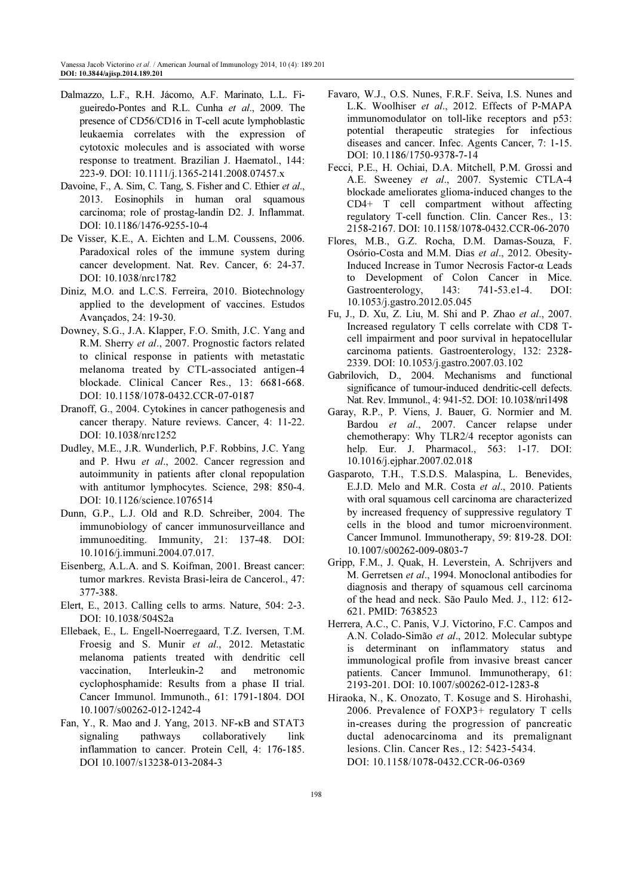Dalmazzo, L.F., R.H. Jácomo, A.F. Marinato, L.L. Figueiredo-Pontes and R.L. Cunha *et al*., 2009. The presence of CD56/CD16 in T-cell acute lymphoblastic leukaemia correlates with the expression of cytotoxic molecules and is associated with worse response to treatment. Brazilian J. Haematol., 144: 223-9. DOI: 10.1111/j.1365-2141.2008.07457.x

Davoine, F., A. Sim, C. Tang, S. Fisher and C. Ethier *et al*., 2013. Eosinophils in human oral squamous carcinoma; role of prostag-landin D2. J. Inflammat. DOI: 10.1186/1476-9255-10-4

De Visser, K.E., A. Eichten and L.M. Coussens, 2006. Paradoxical roles of the immune system during cancer development. Nat. Rev. Cancer, 6: 24-37. DOI: 10.1038/nrc1782

Diniz, M.O. and L.C.S. Ferreira, 2010. Biotechnology applied to the development of vaccines. Estudos Avançados, 24: 19-30.

Downey, S.G., J.A. Klapper, F.O. Smith, J.C. Yang and R.M. Sherry *et al*., 2007. Prognostic factors related to clinical response in patients with metastatic melanoma treated by CTL-associated antigen-4 blockade. Clinical Cancer Res., 13: 6681-668. DOI: 10.1158/1078-0432.CCR-07-0187

Dranoff, G., 2004. Cytokines in cancer pathogenesis and cancer therapy. Nature reviews. Cancer, 4: 11-22. DOI: 10.1038/nrc1252

Dudley, M.E., J.R. Wunderlich, P.F. Robbins, J.C. Yang and P. Hwu *et al*., 2002. Cancer regression and autoimmunity in patients after clonal repopulation with antitumor lymphocytes. Science, 298: 850-4. DOI: 10.1126/science.1076514

Dunn, G.P., L.J. Old and R.D. Schreiber, 2004. The immunobiology of cancer immunosurveillance and immunoediting. Immunity, 21: 137-48. DOI: 10.1016/j.immuni.2004.07.017.

Eisenberg, A.L.A. and S. Koifman, 2001. Breast cancer: tumor markres. Revista Brasi-leira de Cancerol., 47: 377-388.

Elert, E., 2013. Calling cells to arms. Nature, 504: 2-3. DOI: 10.1038/504S2a

Ellebaek, E., L. Engell-Noerregaard, T.Z. Iversen, T.M. Froesig and S. Munir *et al*., 2012. Metastatic melanoma patients treated with dendritic cell vaccination, Interleukin-2 and metronomic cyclophosphamide: Results from a phase II trial. Cancer Immunol. Immunoth., 61: 1791-1804. DOI 10.1007/s00262-012-1242-4

Fan, Y., R. Mao and J. Yang, 2013. NF-κB and STAT3 signaling pathways collaboratively link inflammation to cancer. Protein Cell, 4: 176-185. DOI 10.1007/s13238-013-2084-3

Favaro, W.J., O.S. Nunes, F.R.F. Seiva, I.S. Nunes and L.K. Woolhiser *et al*., 2012. Effects of P-MAPA immunomodulator on toll-like receptors and p53: potential therapeutic strategies for infectious diseases and cancer. Infec. Agents Cancer, 7: 1-15. DOI: 10.1186/1750-9378-7-14

Fecci, P.E., H. Ochiai, D.A. Mitchell, P.M. Grossi and A.E. Sweeney *et al*., 2007. Systemic CTLA-4 blockade ameliorates glioma-induced changes to the CD4+ T cell compartment without affecting regulatory T-cell function. Clin. Cancer Res., 13: 2158-2167. DOI: 10.1158/1078-0432.CCR-06-2070

Flores, M.B., G.Z. Rocha, D.M. Damas-Souza, F. Osório-Costa and M.M. Dias *et al*., 2012. Obesity-Induced Increase in Tumor Necrosis Factor-α Leads to Development of Colon Cancer in Mice. Gastroenterology, 143: 741-53.e1-4. DOI: 10.1053/j.gastro.2012.05.045

Fu, J., D. Xu, Z. Liu, M. Shi and P. Zhao *et al*., 2007. Increased regulatory T cells correlate with CD8 T-cell impairment and poor survival in hepatocellular carcinoma patients. Gastroenterology, 132: 2328-2339. DOI: 10.1053/j.gastro.2007.03.102

Gabrilovich, D., 2004. Mechanisms and functional significance of tumour-induced dendritic-cell defects. Nat. Rev. Immunol., 4: 941-52. DOI: 10.1038/nri1498

Garay, R.P., P. Viens, J. Bauer, G. Normier and M. Bardou *et al*., 2007. Cancer relapse under chemotherapy: Why TLR2/4 receptor agonists can help. Eur. J. Pharmacol., 563: 1-17. DOI: 10.1016/j.ejphar.2007.02.018

Gasparoto, T.H., T.S.D.S. Malaspina, L. Benevides, E.J.D. Melo and M.R. Costa *et al*., 2010. Patients with oral squamous cell carcinoma are characterized by increased frequency of suppressive regulatory T cells in the blood and tumor microenvironment. Cancer Immunol. Immunotherapy, 59: 819-28. DOI: 10.1007/s00262-009-0803-7

Gripp, F.M., J. Quak, H. Leverstein, A. Schrijvers and M. Gerretsen *et al*., 1994. Monoclonal antibodies for diagnosis and therapy of squamous cell carcinoma of the head and neck. São Paulo Med. J., 112: 612-621. PMID: 7638523

Herrera, A.C., C. Panis, V.J. Victorino, F.C. Campos and A.N. Colado-Simão *et al*., 2012. Molecular subtype is determinant on inflammatory status and immunological profile from invasive breast cancer patients. Cancer Immunol. Immunotherapy, 61: 2193-201. DOI: 10.1007/s00262-012-1283-8

Hiraoka, N., K. Onozato, T. Kosuge and S. Hirohashi, 2006. Prevalence of FOXP3+ regulatory T cells in-creases during the progression of pancreatic ductal adenocarcinoma and its premalignant lesions. Clin. Cancer Res., 12: 5423-5434. DOI: 10.1158/1078-0432.CCR-06-0369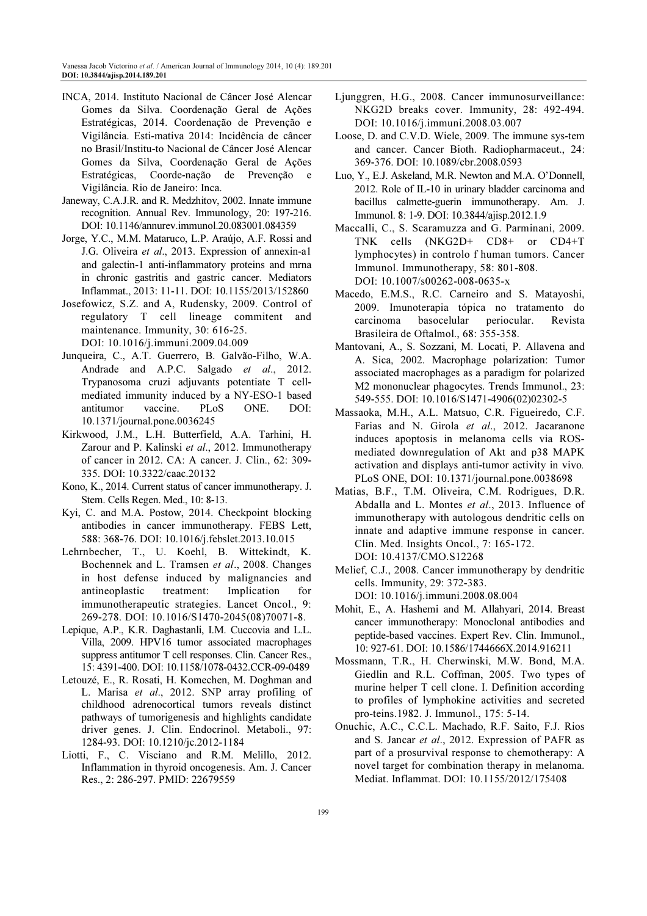INCA, 2014. Instituto Nacional de Câncer José Alencar Gomes da Silva. Coordenação Geral de Ações Estratégicas, 2014. Coordenação de Prevenção e Vigilância. Esti-mativa 2014: Incidência de câncer no Brasil/Institu-to Nacional de Câncer José Alencar Gomes da Silva, Coordenação Geral de Ações Estratégicas, Coorde-nação de Prevenção e Vigilância. Rio de Janeiro: Inca.

Janeway, C.A.J.R. and R. Medzhitov, 2002. Innate immune recognition. Annual Rev. Immunology, 20: 197-216. DOI: 10.1146/annurev.immunol.20.083001.084359

Jorge, Y.C., M.M. Mataruco, L.P. Araújo, A.F. Rossi and J.G. Oliveira *et al*., 2013. Expression of annexin-a1 and galectin-1 anti-inflammatory proteins and mrna in chronic gastritis and gastric cancer. Mediators Inflammat., 2013: 11-11. DOI: 10.1155/2013/152860

Josefowicz, S.Z. and A, Rudensky, 2009. Control of regulatory T cell lineage commitent and maintenance. Immunity, 30: 616-25. DOI: 10.1016/j.immuni.2009.04.009

Junqueira, C., A.T. Guerrero, B. Galvão-Filho, W.A. Andrade and A.P.C. Salgado *et al*., 2012. Trypanosoma cruzi adjuvants potentiate T cell-mediated immunity induced by a NY-ESO-1 based antitumor vaccine. PLoS ONE. DOI: 10.1371/journal.pone.0036245

Kirkwood, J.M., L.H. Butterfield, A.A. Tarhini, H. Zarour and P. Kalinski *et al*., 2012. Immunotherapy of cancer in 2012. CA: A cancer. J. Clin., 62: 309-335. DOI: 10.3322/caac.20132

Kono, K., 2014. Current status of cancer immunotherapy. J. Stem. Cells Regen. Med., 10: 8-13.

Kyi, C. and M.A. Postow, 2014. Checkpoint blocking antibodies in cancer immunotherapy. FEBS Lett, 588: 368-76. DOI: 10.1016/j.febslet.2013.10.015

Lehrnbecher, T., U. Koehl, B. Wittekindt, K. Bochennek and L. Tramsen *et al*., 2008. Changes in host defense induced by malignancies and antineoplastic treatment: Implication for immunotherapeutic strategies. Lancet Oncol., 9: 269-278. DOI: 10.1016/S1470-2045(08)70071-8.

Lepique, A.P., K.R. Daghastanli, I.M. Cuccovia and L.L. Villa, 2009. HPV16 tumor associated macrophages suppress antitumor T cell responses. Clin. Cancer Res., 15: 4391-400. DOI: 10.1158/1078-0432.CCR-09-0489

Letouzé, E., R. Rosati, H. Komechen, M. Doghman and L. Marisa *et al*., 2012. SNP array profiling of childhood adrenocortical tumors reveals distinct pathways of tumorigenesis and highlights candidate driver genes. J. Clin. Endocrinol. Metaboli., 97: 1284-93. DOI: 10.1210/jc.2012-1184

Liotti, F., C. Visciano and R.M. Melillo, 2012. Inflammation in thyroid oncogenesis. Am. J. Cancer Res., 2: 286-297. PMID: 22679559

Ljunggren, H.G., 2008. Cancer immunosurveillance: NKG2D breaks cover. Immunity, 28: 492-494. DOI: 10.1016/j.immuni.2008.03.007

Loose, D. and C.V.D. Wiele, 2009. The immune sys-tem and cancer. Cancer Bioth. Radiopharmaceut., 24: 369-376. DOI: 10.1089/cbr.2008.0593

Luo, Y., E.J. Askeland, M.R. Newton and M.A. O'Donnell, 2012. Role of IL-10 in urinary bladder carcinoma and bacillus calmette-guerin immunotherapy. Am. J. Immunol. 8: 1-9. DOI: 10.3844/ajisp.2012.1.9

Maccalli, C., S. Scaramuzza and G. Parminani, 2009. TNK cells (NKG2D+ CD8+ or CD4+T lymphocytes) in controlo f human tumors. Cancer Immunol. Immunotherapy, 58: 801-808. DOI: 10.1007/s00262-008-0635-x

Macedo, E.M.S., R.C. Carneiro and S. Matayoshi, 2009. Imunoterapia tópica no tratamento do carcinoma basocelular periocular. Revista Brasileira de Oftalmol., 68: 355-358.

Mantovani, A., S. Sozzani, M. Locati, P. Allavena and A. Sica, 2002. Macrophage polarization: Tumor associated macrophages as a paradigm for polarized M2 mononuclear phagocytes. Trends Immunol., 23: 549-555. DOI: 10.1016/S1471-4906(02)02302-5

Massaoka, M.H., A.L. Matsuo, C.R. Figueiredo, C.F. Farias and N. Girola *et al*., 2012. Jacaranone induces apoptosis in melanoma cells via ROS-mediated downregulation of Akt and p38 MAPK activation and displays anti-tumor activity in vivo*.* PLoS ONE, DOI: 10.1371/journal.pone.0038698

Matias, B.F., T.M. Oliveira, C.M. Rodrigues, D.R. Abdalla and L. Montes *et al*., 2013. Influence of immunotherapy with autologous dendritic cells on innate and adaptive immune response in cancer. Clin. Med. Insights Oncol., 7: 165-172. DOI: 10.4137/CMO.S12268

Melief, C.J., 2008. Cancer immunotherapy by dendritic cells. Immunity, 29: 372-383. DOI: 10.1016/j.immuni.2008.08.004

Mohit, E., A. Hashemi and M. Allahyari, 2014. Breast cancer immunotherapy: Monoclonal antibodies and peptide-based vaccines. Expert Rev. Clin. Immunol., 10: 927-61. DOI: 10.1586/1744666X.2014.916211

Mossmann, T.R., H. Cherwinski, M.W. Bond, M.A. Giedlin and R.L. Coffman, 2005. Two types of murine helper T cell clone. I. Definition according to profiles of lymphokine activities and secreted pro-teins.1982. J. Immunol., 175: 5-14.

Onuchic, A.C., C.C.L. Machado, R.F. Saito, F.J. Rios and S. Jancar *et al*., 2012. Expression of PAFR as part of a prosurvival response to chemotherapy: A novel target for combination therapy in melanoma. Mediat. Inflammat. DOI: 10.1155/2012/175408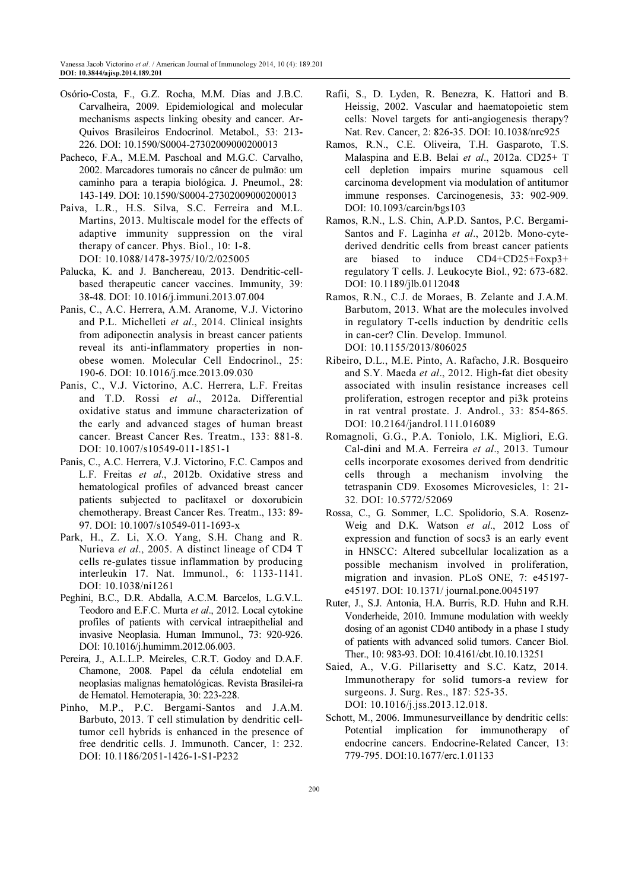Osório-Costa, F., G.Z. Rocha, M.M. Dias and J.B.C. Carvalheira, 2009. Epidemiological and molecular mechanisms aspects linking obesity and cancer. Ar-Quivos Brasileiros Endocrinol. Metabol., 53: 213-226. DOI: 10.1590/S0004-27302009000200013

Pacheco, F.A., M.E.M. Paschoal and M.G.C. Carvalho, 2002. Marcadores tumorais no câncer de pulmão: um caminho para a terapia biológica. J. Pneumol., 28: 143-149. DOI: 10.1590/S0004-27302009000200013

Paiva, L.R., H.S. Silva, S.C. Ferreira and M.L. Martins, 2013. Multiscale model for the effects of adaptive immunity suppression on the viral therapy of cancer. Phys. Biol., 10: 1-8. DOI: 10.1088/1478-3975/10/2/025005

Palucka, K. and J. Banchereau, 2013. Dendritic-cell-based therapeutic cancer vaccines. Immunity, 39: 38-48. DOI: 10.1016/j.immuni.2013.07.004

Panis, C., A.C. Herrera, A.M. Aranome, V.J. Victorino and P.L. Michelleti *et al*., 2014. Clinical insights from adiponectin analysis in breast cancer patients reveal its anti-inflammatory properties in non-obese women. Molecular Cell Endocrinol., 25: 190-6. DOI: 10.1016/j.mce.2013.09.030

Panis, C., V.J. Victorino, A.C. Herrera, L.F. Freitas and T.D. Rossi *et al*., 2012a. Differential oxidative status and immune characterization of the early and advanced stages of human breast cancer. Breast Cancer Res. Treatm., 133: 881-8. DOI: 10.1007/s10549-011-1851-1

Panis, C., A.C. Herrera, V.J. Victorino, F.C. Campos and L.F. Freitas *et al*., 2012b. Oxidative stress and hematological profiles of advanced breast cancer patients subjected to paclitaxel or doxorubicin chemotherapy. Breast Cancer Res. Treatm., 133: 89-97. DOI: 10.1007/s10549-011-1693-x

Park, H., Z. Li, X.O. Yang, S.H. Chang and R. Nurieva *et al*., 2005. A distinct lineage of CD4 T cells re-gulates tissue inflammation by producing interleukin 17. Nat. Immunol., 6: 1133-1141. DOI: 10.1038/ni1261

Peghini, B.C., D.R. Abdalla, A.C.M. Barcelos, L.G.V.L. Teodoro and E.F.C. Murta *et al*., 2012. Local cytokine profiles of patients with cervical intraepithelial and invasive Neoplasia. Human Immunol., 73: 920-926. DOI: 10.1016/j.humimm.2012.06.003.

Pereira, J., A.L.L.P. Meireles, C.R.T. Godoy and D.A.F. Chamone, 2008. Papel da célula endotelial em neoplasias malignas hematológicas. Revista Brasilei-ra de Hematol. Hemoterapia, 30: 223-228.

Pinho, M.P., P.C. Bergami-Santos and J.A.M. Barbuto, 2013. T cell stimulation by dendritic cell-tumor cell hybrids is enhanced in the presence of free dendritic cells. J. Immunoth. Cancer, 1: 232. DOI: 10.1186/2051-1426-1-S1-P232

Rafii, S., D. Lyden, R. Benezra, K. Hattori and B. Heissig, 2002. Vascular and haematopoietic stem cells: Novel targets for anti-angiogenesis therapy? Nat. Rev. Cancer, 2: 826-35. DOI: 10.1038/nrc925

Ramos, R.N., C.E. Oliveira, T.H. Gasparoto, T.S. Malaspina and E.B. Belai *et al*., 2012a. CD25+ T cell depletion impairs murine squamous cell carcinoma development via modulation of antitumor immune responses. Carcinogenesis, 33: 902-909. DOI: 10.1093/carcin/bgs103

Ramos, R.N., L.S. Chin, A.P.D. Santos, P.C. Bergami-Santos and F. Laginha *et al*., 2012b. Mono-cyte-derived dendritic cells from breast cancer patients are biased to induce CD4+CD25+Foxp3+ regulatory T cells. J. Leukocyte Biol., 92: 673-682. DOI: 10.1189/jlb.0112048

Ramos, R.N., C.J. de Moraes, B. Zelante and J.A.M. Barbutom, 2013. What are the molecules involved in regulatory T-cells induction by dendritic cells in can-cer? Clin. Develop. Immunol. DOI: 10.1155/2013/806025

Ribeiro, D.L., M.E. Pinto, A. Rafacho, J.R. Bosqueiro and S.Y. Maeda *et al*., 2012. High-fat diet obesity associated with insulin resistance increases cell proliferation, estrogen receptor and pi3k proteins in rat ventral prostate. J. Androl., 33: 854-865. DOI: 10.2164/jandrol.111.016089

Romagnoli, G.G., P.A. Toniolo, I.K. Migliori, E.G. Cal-dini and M.A. Ferreira *et al*., 2013. Tumour cells incorporate exosomes derived from dendritic cells through a mechanism involving the tetraspanin CD9. Exosomes Microvesicles, 1: 21-32. DOI: 10.5772/52069

Rossa, C., G. Sommer, L.C. Spolidorio, S.A. Rosenz-Weig and D.K. Watson *et al*., 2012 Loss of expression and function of socs3 is an early event in HNSCC: Altered subcellular localization as a possible mechanism involved in proliferation, migration and invasion. PLoS ONE, 7: e45197-e45197. DOI: 10.1371/ journal.pone.0045197

Ruter, J., S.J. Antonia, H.A. Burris, R.D. Huhn and R.H. Vonderheide, 2010. Immune modulation with weekly dosing of an agonist CD40 antibody in a phase I study of patients with advanced solid tumors. Cancer Biol. Ther., 10: 983-93. DOI: 10.4161/cbt.10.10.13251

Saied, A., V.G. Pillarisetty and S.C. Katz, 2014. Immunotherapy for solid tumors-a review for surgeons. J. Surg. Res., 187: 525-35. DOI: 10.1016/j.jss.2013.12.018.

Schott, M., 2006. Immunesurveillance by dendritic cells: Potential implication for immunotherapy of endocrine cancers. Endocrine-Related Cancer, 13: 779-795. DOI:10.1677/erc.1.01133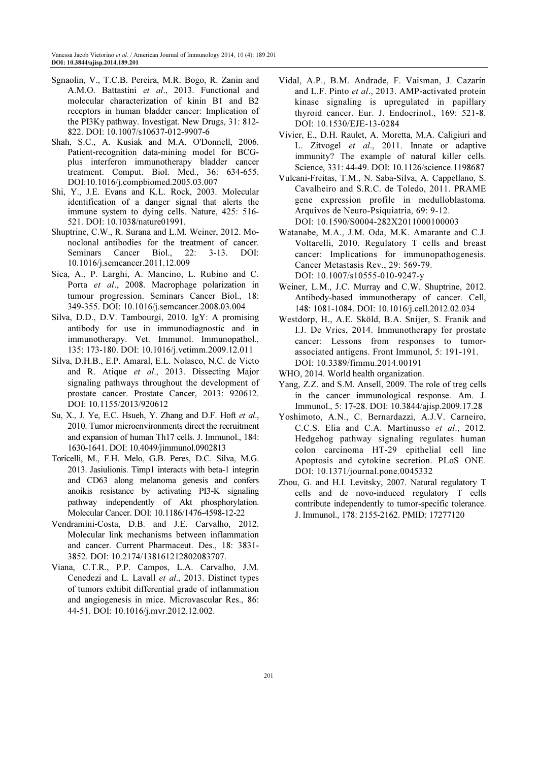Sgnaolin, V., T.C.B. Pereira, M.R. Bogo, R. Zanin and A.M.O. Battastini *et al*., 2013. Functional and molecular characterization of kinin B1 and B2 receptors in human bladder cancer: Implication of the PI3Kγ pathway. Investigat. New Drugs, 31: 812-822. DOI: 10.1007/s10637-012-9907-6

Shah, S.C., A. Kusiak and M.A. O'Donnell, 2006. Patient-recognition data-mining model for BCG-plus interferon immunotherapy bladder cancer treatment. Comput. Biol. Med., 36: 634-655. DOI:10.1016/j.compbiomed.2005.03.007

Shi, Y., J.E. Evans and K.L. Rock, 2003. Molecular identification of a danger signal that alerts the immune system to dying cells. Nature, 425: 516-521. DOI: 10.1038/nature01991.

Shuptrine, C.W., R. Surana and L.M. Weiner, 2012. Monoclonal antibodies for the treatment of cancer. Seminars Cancer Biol., 22: 3-13. DOI: 10.1016/j.semcancer.2011.12.009

Sica, A., P. Larghi, A. Mancino, L. Rubino and C. Porta *et al*., 2008. Macrophage polarization in tumour progression. Seminars Cancer Biol., 18: 349-355. DOI: 10.1016/j.semcancer.2008.03.004

Silva, D.D., D.V. Tambourgi, 2010. IgY: A promising antibody for use in immunodiagnostic and in immunotherapy. Vet. Immunol. Immunopathol., 135: 173-180. DOI: 10.1016/j.vetimm.2009.12.011

Silva, D.H.B., E.P. Amaral, E.L. Nolasco, N.C. de Victo and R. Atique *et al*., 2013. Dissecting Major signaling pathways throughout the development of prostate cancer. Prostate Cancer, 2013: 920612. DOI: 10.1155/2013/920612

Su, X., J. Ye, E.C. Hsueh, Y. Zhang and D.F. Hoft *et al*., 2010. Tumor microenvironments direct the recruitment and expansion of human Th17 cells. J. Immunol., 184: 1630-1641. DOI: 10.4049/jimmunol.0902813

Toricelli, M., F.H. Melo, G.B. Peres, D.C. Silva, M.G. 2013. Jasiulionis. Timp1 interacts with beta-1 integrin and CD63 along melanoma genesis and confers anoikis resistance by activating PI3-K signaling pathway independently of Akt phosphorylation. Molecular Cancer. DOI: 10.1186/1476-4598-12-22

Vendramini-Costa, D.B. and J.E. Carvalho, 2012. Molecular link mechanisms between inflammation and cancer. Current Pharmaceut. Des., 18: 3831-3852. DOI: 10.2174/138161212802083707.

Viana, C.T.R., P.P. Campos, L.A. Carvalho, J.M. Cenedezi and L. Lavall *et al*., 2013. Distinct types of tumors exhibit differential grade of inflammation and angiogenesis in mice. Microvascular Res., 86: 44-51. DOI: 10.1016/j.mvr.2012.12.002.

Vidal, A.P., B.M. Andrade, F. Vaisman, J. Cazarin and L.F. Pinto *et al*., 2013. AMP-activated protein kinase signaling is upregulated in papillary thyroid cancer. Eur. J. Endocrinol., 169: 521-8. DOI: 10.1530/EJE-13-0284

Vivier, E., D.H. Raulet, A. Moretta, M.A. Caligiuri and L. Zitvogel *et al*., 2011. Innate or adaptive immunity? The example of natural killer cells. Science, 331: 44-49. DOI: 10.1126/science.1198687

Vulcani-Freitas, T.M., N. Saba-Silva, A. Cappellano, S. Cavalheiro and S.R.C. de Toledo, 2011. PRAME gene expression profile in medulloblastoma. Arquivos de Neuro-Psiquiatria, 69: 9-12. DOI: 10.1590/S0004-282X2011000100003

Watanabe, M.A., J.M. Oda, M.K. Amarante and C.J. Voltarelli, 2010. Regulatory T cells and breast cancer: Implications for immunopathogenesis. Cancer Metastasis Rev., 29: 569-79. DOI: 10.1007/s10555-010-9247-y

Weiner, L.M., J.C. Murray and C.W. Shuptrine, 2012. Antibody-based immunotherapy of cancer. Cell, 148: 1081-1084. DOI: 10.1016/j.cell.2012.02.034

Westdorp, H., A.E. Sköld, B.A. Snijer, S. Franik and I.J. De Vries, 2014. Immunotherapy for prostate cancer: Lessons from responses to tumor-associated antigens. Front Immunol, 5: 191-191. DOI: 10.3389/fimmu.2014.00191

WHO, 2014. World health organization.

Yang, Z.Z. and S.M. Ansell, 2009. The role of treg cells in the cancer immunological response. Am. J. Immunol., 5: 17-28. DOI: 10.3844/ajisp.2009.17.28

Yoshimoto, A.N., C. Bernardazzi, A.J.V. Carneiro, C.C.S. Elia and C.A. Martinusso *et al*., 2012. Hedgehog pathway signaling regulates human colon carcinoma HT-29 epithelial cell line Apoptosis and cytokine secretion. PLoS ONE. DOI: 10.1371/journal.pone.0045332

Zhou, G. and H.I. Levitsky, 2007. Natural regulatory T cells and de novo-induced regulatory T cells contribute independently to tumor-specific tolerance. J. Immunol., 178: 2155-2162. PMID: 17277120